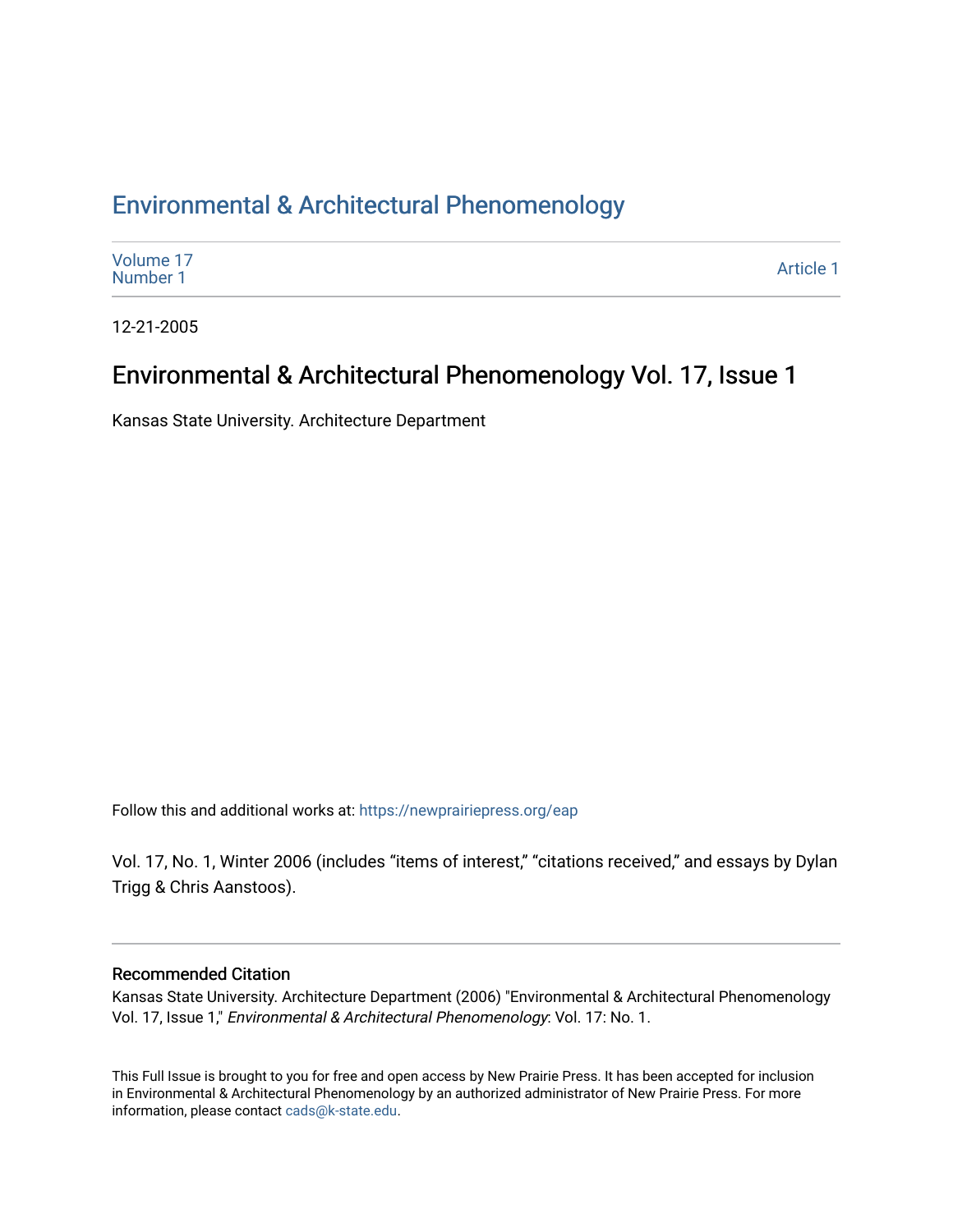# Environmental & Architectural Phenomenology

Volume 17
Number 1

Article 1

12-21-2005

## Environmental & Architectural Phenomenology Vol. 17, Issue 1

Kansas State University. Architecture Department

Follow this and additional works at: https://newprairiepress.org/eap

Vol. 17, No. 1, Winter 2006 (includes "items of interest," "citations received," and essays by Dylan Trigg & Chris Aanstoos).

### Recommended Citation

Kansas State University. Architecture Department (2006) "Environmental & Architectural Phenomenology Vol. 17, Issue 1," *Environmental & Architectural Phenomenology*: Vol. 17: No. 1.

This Full Issue is brought to you for free and open access by New Prairie Press. It has been accepted for inclusion in Environmental & Architectural Phenomenology by an authorized administrator of New Prairie Press. For more information, please contact cads@k-state.edu.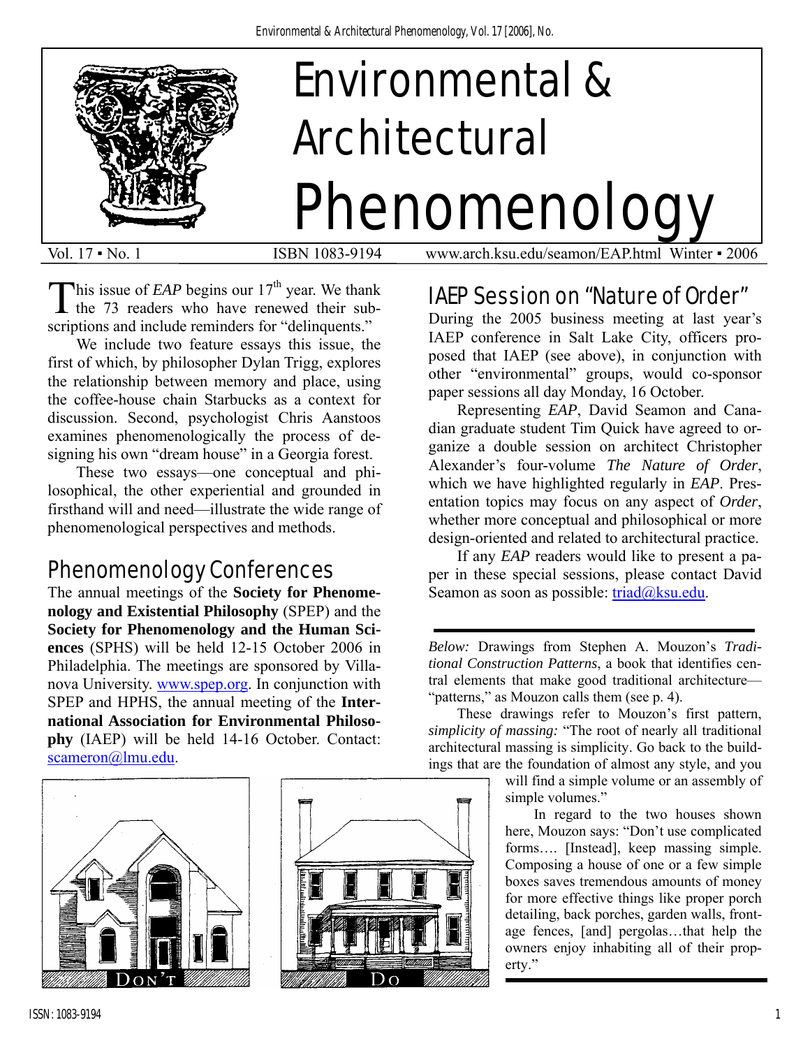# Environmental & Architectural Phenomenology

Vol. 17 ▪ No. 1 ISBN 1083-9194 www.arch.ksu.edu/seamon/EAP.html Winter ▪ 2006

This issue of *EAP* begins our 17th year. We thank the 73 readers who have renewed their subscriptions and include reminders for "delinquents."

We include two feature essays this issue, the first of which, by philosopher Dylan Trigg, explores the relationship between memory and place, using the coffee-house chain Starbucks as a context for discussion. Second, psychologist Chris Aanstoos examines phenomenologically the process of designing his own "dream house" in a Georgia forest.

These two essays—one conceptual and philosophical, the other experiential and grounded in firsthand will and need—illustrate the wide range of phenomenological perspectives and methods.

## Phenomenology Conferences

The annual meetings of the **Society for Phenomenology and Existential Philosophy** (SPEP) and the **Society for Phenomenology and the Human Sciences** (SPHS) will be held 12-15 October 2006 in Philadelphia. The meetings are sponsored by Villanova University. www.spep.org. In conjunction with SPEP and HPHS, the annual meeting of the **International Association for Environmental Philosophy** (IAEP) will be held 14-16 October. Contact: scameron@lmu.edu.

## IAEP Session on "Nature of Order"

During the 2005 business meeting at last year's IAEP conference in Salt Lake City, officers proposed that IAEP (see above), in conjunction with other "environmental" groups, would co-sponsor paper sessions all day Monday, 16 October.

Representing *EAP*, David Seamon and Canadian graduate student Tim Quick have agreed to organize a double session on architect Christopher Alexander's four-volume *The Nature of Order*, which we have highlighted regularly in *EAP*. Presentation topics may focus on any aspect of *Order*, whether more conceptual and philosophical or more design-oriented and related to architectural practice.

If any *EAP* readers would like to present a paper in these special sessions, please contact David Seamon as soon as possible: triad@ksu.edu.

---

*Below:* Drawings from Stephen A. Mouzon's *Traditional Construction Patterns*, a book that identifies central elements that make good traditional architecture—"patterns," as Mouzon calls them (see p. 4).

These drawings refer to Mouzon's first pattern, *simplicity of massing:* "The root of nearly all traditional architectural massing is simplicity. Go back to the buildings that are the foundation of almost any style, and you will find a simple volume or an assembly of simple volumes."

In regard to the two houses shown here, Mouzon says: "Don't use complicated forms…. [Instead], keep massing simple. Composing a house of one or a few simple boxes saves tremendous amounts of money for more effective things like proper porch detailing, back porches, garden walls, frontage fences, [and] pergolas…that help the owners enjoy inhabiting all of their property."

DON'T

DO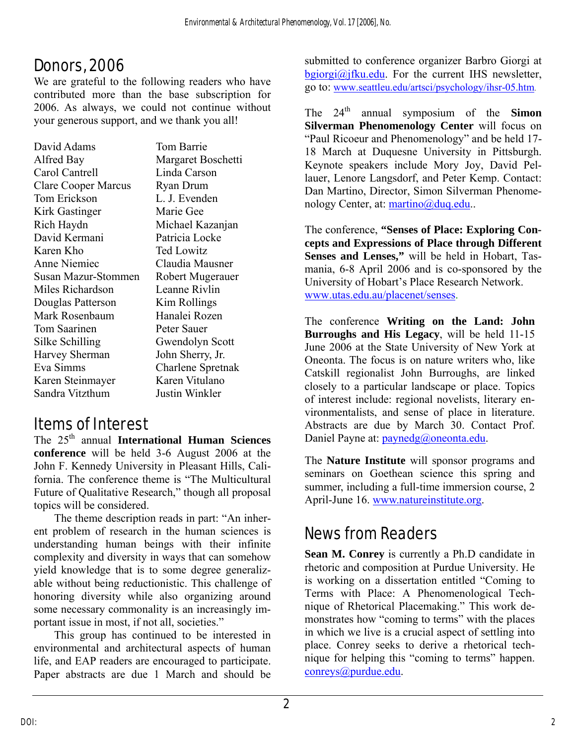## Donors, 2006

We are grateful to the following readers who have contributed more than the base subscription for 2006. As always, we could not continue without your generous support, and we thank you all!

David Adams
Alfred Bay
Carol Cantrell
Clare Cooper Marcus
Tom Erickson
Kirk Gastinger
Rich Haydn
David Kermani
Karen Kho
Anne Niemiec
Susan Mazur-Stommen
Miles Richardson
Douglas Patterson
Mark Rosenbaum
Tom Saarinen
Silke Schilling
Harvey Sherman
Eva Simms
Karen Steinmayer
Sandra Vitzthum
Tom Barrie
Margaret Boschetti
Linda Carson
Ryan Drum
L. J. Evenden
Marie Gee
Michael Kazanjan
Patricia Locke
Ted Lowitz
Claudia Mausner
Robert Mugerauer
Leanne Rivlin
Kim Rollings
Hanalei Rozen
Peter Sauer
Gwendolyn Scott
John Sherry, Jr.
Charlene Spretnak
Karen Vitulano
Justin Winkler

## Items of Interest

The 25th annual **International Human Sciences conference** will be held 3-6 August 2006 at the John F. Kennedy University in Pleasant Hills, California. The conference theme is "The Multicultural Future of Qualitative Research," though all proposal topics will be considered.

The theme description reads in part: "An inherent problem of research in the human sciences is understanding human beings with their infinite complexity and diversity in ways that can somehow yield knowledge that is to some degree generalizable without being reductionistic. This challenge of honoring diversity while also organizing around some necessary commonality is an increasingly important issue in most, if not all, societies."

This group has continued to be interested in environmental and architectural aspects of human life, and EAP readers are encouraged to participate. Paper abstracts are due 1 March and should be submitted to conference organizer Barbro Giorgi at bgiorgi@jfku.edu. For the current IHS newsletter, go to: www.seattleu.edu/artsci/psychology/ihsr-05.htm.

The 24th annual symposium of the **Simon Silverman Phenomenology Center** will focus on "Paul Ricoeur and Phenomenology" and be held 17-18 March at Duquesne University in Pittsburgh. Keynote speakers include Mory Joy, David Pellauer, Lenore Langsdorf, and Peter Kemp. Contact: Dan Martino, Director, Simon Silverman Phenomenology Center, at: martino@duq.edu..

The conference, **"Senses of Place: Exploring Concepts and Expressions of Place through Different Senses and Lenses,"** will be held in Hobart, Tasmania, 6-8 April 2006 and is co-sponsored by the University of Hobart's Place Research Network. www.utas.edu.au/placenet/senses.

The conference **Writing on the Land: John Burroughs and His Legacy**, will be held 11-15 June 2006 at the State University of New York at Oneonta. The focus is on nature writers who, like Catskill regionalist John Burroughs, are linked closely to a particular landscape or place. Topics of interest include: regional novelists, literary environmentalists, and sense of place in literature. Abstracts are due by March 30. Contact Prof. Daniel Payne at: paynedg@oneonta.edu.

The **Nature Institute** will sponsor programs and seminars on Goethean science this spring and summer, including a full-time immersion course, 2 April-June 16. www.natureinstitute.org.

## News from Readers

**Sean M. Conrey** is currently a Ph.D candidate in rhetoric and composition at Purdue University. He is working on a dissertation entitled "Coming to Terms with Place: A Phenomenological Technique of Rhetorical Placemaking." This work demonstrates how "coming to terms" with the places in which we live is a crucial aspect of settling into place. Conrey seeks to derive a rhetorical technique for helping this "coming to terms" happen. conreys@purdue.edu.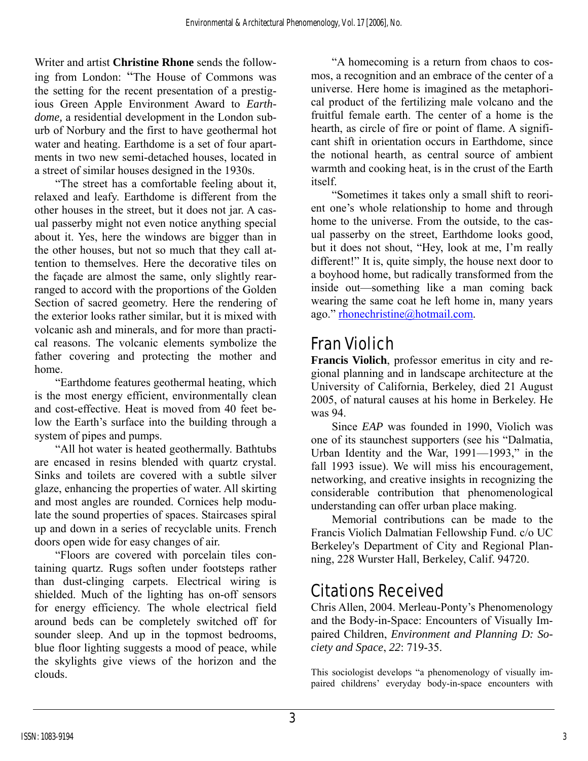Writer and artist **Christine Rhone** sends the following from London: "The House of Commons was the setting for the recent presentation of a prestigious Green Apple Environment Award to *Earthdome,* a residential development in the London suburb of Norbury and the first to have geothermal hot water and heating. Earthdome is a set of four apartments in two new semi-detached houses, located in a street of similar houses designed in the 1930s.

"The street has a comfortable feeling about it, relaxed and leafy. Earthdome is different from the other houses in the street, but it does not jar. A casual passerby might not even notice anything special about it. Yes, here the windows are bigger than in the other houses, but not so much that they call attention to themselves. Here the decorative tiles on the façade are almost the same, only slightly rearranged to accord with the proportions of the Golden Section of sacred geometry. Here the rendering of the exterior looks rather similar, but it is mixed with volcanic ash and minerals, and for more than practical reasons. The volcanic elements symbolize the father covering and protecting the mother and home.

"Earthdome features geothermal heating, which is the most energy efficient, environmentally clean and cost-effective. Heat is moved from 40 feet below the Earth's surface into the building through a system of pipes and pumps.

"All hot water is heated geothermally. Bathtubs are encased in resins blended with quartz crystal. Sinks and toilets are covered with a subtle silver glaze, enhancing the properties of water. All skirting and most angles are rounded. Cornices help modulate the sound properties of spaces. Staircases spiral up and down in a series of recyclable units. French doors open wide for easy changes of air.

"Floors are covered with porcelain tiles containing quartz. Rugs soften under footsteps rather than dust-clinging carpets. Electrical wiring is shielded. Much of the lighting has on-off sensors for energy efficiency. The whole electrical field around beds can be completely switched off for sounder sleep. And up in the topmost bedrooms, blue floor lighting suggests a mood of peace, while the skylights give views of the horizon and the clouds.

"A homecoming is a return from chaos to cosmos, a recognition and an embrace of the center of a universe. Here home is imagined as the metaphorical product of the fertilizing male volcano and the fruitful female earth. The center of a home is the hearth, as circle of fire or point of flame. A significant shift in orientation occurs in Earthdome, since the notional hearth, as central source of ambient warmth and cooking heat, is in the crust of the Earth itself.

"Sometimes it takes only a small shift to reorient one's whole relationship to home and through home to the universe. From the outside, to the casual passerby on the street, Earthdome looks good, but it does not shout, "Hey, look at me, I'm really different!" It is, quite simply, the house next door to a boyhood home, but radically transformed from the inside out—something like a man coming back wearing the same coat he left home in, many years ago." rhonechristine@hotmail.com.

## Fran Violich

**Francis Violich**, professor emeritus in city and regional planning and in landscape architecture at the University of California, Berkeley, died 21 August 2005, of natural causes at his home in Berkeley. He was 94.

Since *EAP* was founded in 1990, Violich was one of its staunchest supporters (see his "Dalmatia, Urban Identity and the War, 1991—1993," in the fall 1993 issue). We will miss his encouragement, networking, and creative insights in recognizing the considerable contribution that phenomenological understanding can offer urban place making.

Memorial contributions can be made to the Francis Violich Dalmatian Fellowship Fund. c/o UC Berkeley's Department of City and Regional Planning, 228 Wurster Hall, Berkeley, Calif. 94720.

## Citations Received

Chris Allen, 2004. Merleau-Ponty's Phenomenology and the Body-in-Space: Encounters of Visually Impaired Children, *Environment and Planning D: Society and Space*, *22*: 719-35.

This sociologist develops "a phenomenology of visually impaired childrens' everyday body-in-space encounters with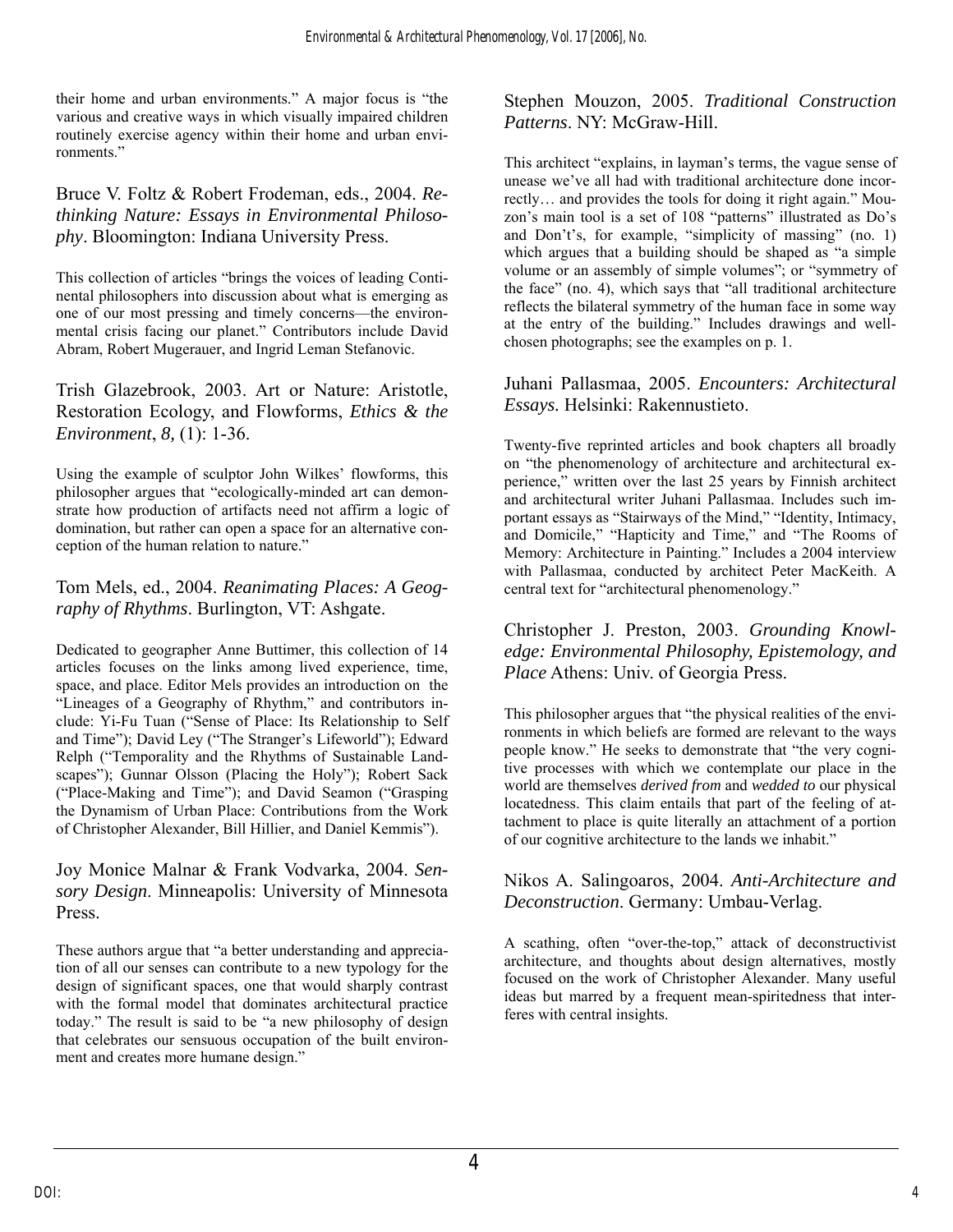their home and urban environments." A major focus is "the various and creative ways in which visually impaired children routinely exercise agency within their home and urban environments."

### Bruce V. Foltz & Robert Frodeman, eds., 2004. *Rethinking Nature: Essays in Environmental Philosophy*. Bloomington: Indiana University Press.

This collection of articles "brings the voices of leading Continental philosophers into discussion about what is emerging as one of our most pressing and timely concerns—the environmental crisis facing our planet." Contributors include David Abram, Robert Mugerauer, and Ingrid Leman Stefanovic.

### Trish Glazebrook, 2003. Art or Nature: Aristotle, Restoration Ecology, and Flowforms, *Ethics & the Environment*, *8*, (1): 1-36.

Using the example of sculptor John Wilkes' flowforms, this philosopher argues that "ecologically-minded art can demonstrate how production of artifacts need not affirm a logic of domination, but rather can open a space for an alternative conception of the human relation to nature."

### Tom Mels, ed., 2004. *Reanimating Places: A Geography of Rhythms*. Burlington, VT: Ashgate.

Dedicated to geographer Anne Buttimer, this collection of 14 articles focuses on the links among lived experience, time, space, and place. Editor Mels provides an introduction on the "Lineages of a Geography of Rhythm," and contributors include: Yi-Fu Tuan ("Sense of Place: Its Relationship to Self and Time"); David Ley ("The Stranger's Lifeworld"); Edward Relph ("Temporality and the Rhythms of Sustainable Landscapes"); Gunnar Olsson (Placing the Holy"); Robert Sack ("Place-Making and Time"); and David Seamon ("Grasping the Dynamism of Urban Place: Contributions from the Work of Christopher Alexander, Bill Hillier, and Daniel Kemmis").

### Joy Monice Malnar & Frank Vodvarka, 2004. *Sensory Design*. Minneapolis: University of Minnesota Press.

These authors argue that "a better understanding and appreciation of all our senses can contribute to a new typology for the design of significant spaces, one that would sharply contrast with the formal model that dominates architectural practice today." The result is said to be "a new philosophy of design that celebrates our sensuous occupation of the built environment and creates more humane design."

### Stephen Mouzon, 2005. *Traditional Construction Patterns*. NY: McGraw-Hill.

This architect "explains, in layman's terms, the vague sense of unease we've all had with traditional architecture done incorrectly… and provides the tools for doing it right again." Mouzon's main tool is a set of 108 "patterns" illustrated as Do's and Don't's, for example, "simplicity of massing" (no. 1) which argues that a building should be shaped as "a simple volume or an assembly of simple volumes"; or "symmetry of the face" (no. 4), which says that "all traditional architecture reflects the bilateral symmetry of the human face in some way at the entry of the building." Includes drawings and well-chosen photographs; see the examples on p. 1.

### Juhani Pallasmaa, 2005. *Encounters: Architectural Essays*. Helsinki: Rakennustieto.

Twenty-five reprinted articles and book chapters all broadly on "the phenomenology of architecture and architectural experience," written over the last 25 years by Finnish architect and architectural writer Juhani Pallasmaa. Includes such important essays as "Stairways of the Mind," "Identity, Intimacy, and Domicile," "Hapticity and Time," and "The Rooms of Memory: Architecture in Painting." Includes a 2004 interview with Pallasmaa, conducted by architect Peter MacKeith. A central text for "architectural phenomenology."

### Christopher J. Preston, 2003. *Grounding Knowledge: Environmental Philosophy, Epistemology, and Place* Athens: Univ. of Georgia Press.

This philosopher argues that "the physical realities of the environments in which beliefs are formed are relevant to the ways people know." He seeks to demonstrate that "the very cognitive processes with which we contemplate our place in the world are themselves *derived from* and *wedded to* our physical locatedness. This claim entails that part of the feeling of attachment to place is quite literally an attachment of a portion of our cognitive architecture to the lands we inhabit."

### Nikos A. Salingoaros, 2004. *Anti-Architecture and Deconstruction*. Germany: Umbau-Verlag.

A scathing, often "over-the-top," attack of deconstructivist architecture, and thoughts about design alternatives, mostly focused on the work of Christopher Alexander. Many useful ideas but marred by a frequent mean-spiritedness that interferes with central insights.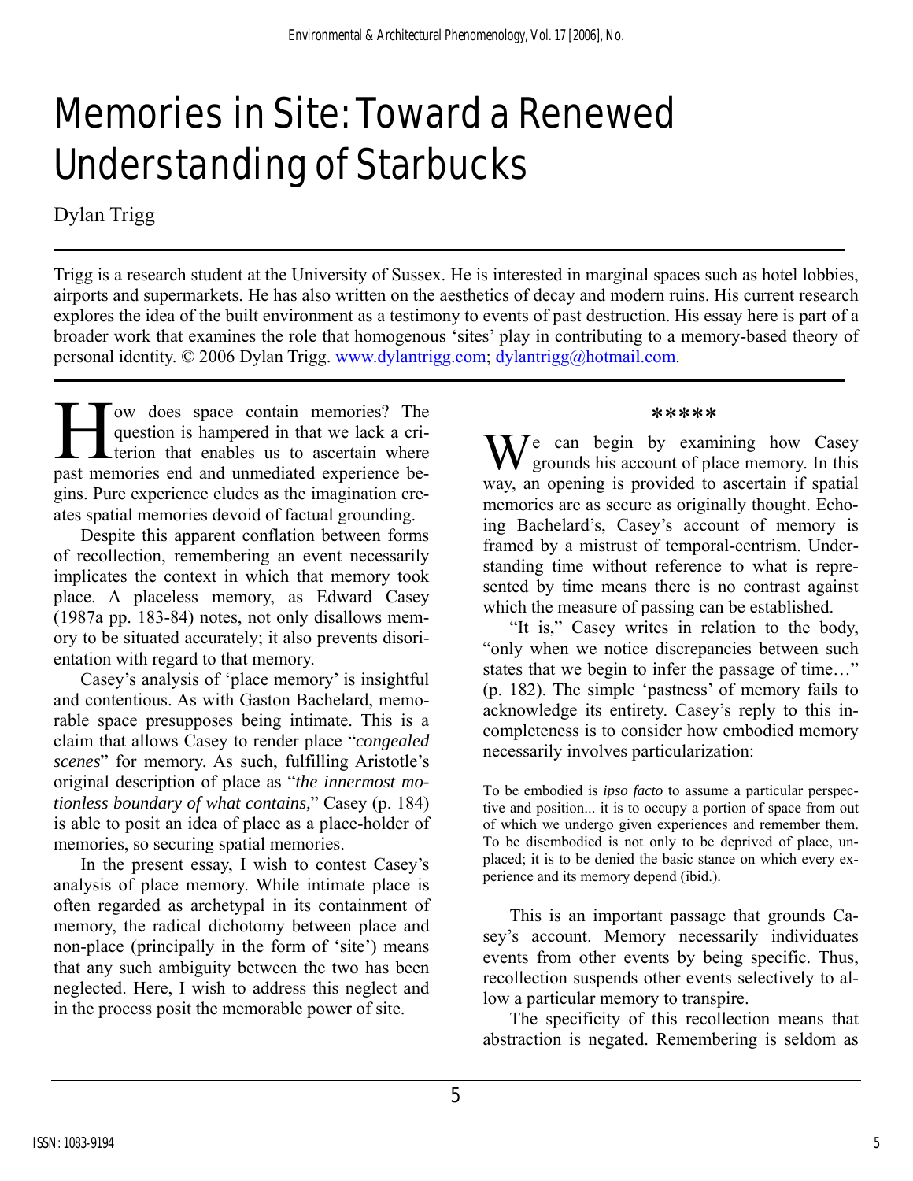# Memories in Site: Toward a Renewed Understanding of Starbucks

Dylan Trigg

Trigg is a research student at the University of Sussex. He is interested in marginal spaces such as hotel lobbies, airports and supermarkets. He has also written on the aesthetics of decay and modern ruins. His current research explores the idea of the built environment as a testimony to events of past destruction. His essay here is part of a broader work that examines the role that homogenous 'sites' play in contributing to a memory-based theory of personal identity. © 2006 Dylan Trigg. www.dylantrigg.com; dylantrigg@hotmail.com.

How does space contain memories? The question is hampered in that we lack a criterion that enables us to ascertain where past memories end and unmediated experience begins. Pure experience eludes as the imagination creates spatial memories devoid of factual grounding.

Despite this apparent conflation between forms of recollection, remembering an event necessarily implicates the context in which that memory took place. A placeless memory, as Edward Casey (1987a pp. 183-84) notes, not only disallows memory to be situated accurately; it also prevents disorientation with regard to that memory.

Casey's analysis of 'place memory' is insightful and contentious. As with Gaston Bachelard, memorable space presupposes being intimate. This is a claim that allows Casey to render place "*congealed scenes*" for memory. As such, fulfilling Aristotle's original description of place as "*the innermost motionless boundary of what contains,*" Casey (p. 184) is able to posit an idea of place as a place-holder of memories, so securing spatial memories.

In the present essay, I wish to contest Casey's analysis of place memory. While intimate place is often regarded as archetypal in its containment of memory, the radical dichotomy between place and non-place (principally in the form of 'site') means that any such ambiguity between the two has been neglected. Here, I wish to address this neglect and in the process posit the memorable power of site.

*****

We can begin by examining how Casey grounds his account of place memory. In this way, an opening is provided to ascertain if spatial memories are as secure as originally thought. Echoing Bachelard's, Casey's account of memory is framed by a mistrust of temporal-centrism. Understanding time without reference to what is represented by time means there is no contrast against which the measure of passing can be established.

"It is," Casey writes in relation to the body, "only when we notice discrepancies between such states that we begin to infer the passage of time…" (p. 182). The simple 'pastness' of memory fails to acknowledge its entirety. Casey's reply to this incompleteness is to consider how embodied memory necessarily involves particularization:

> To be embodied is *ipso facto* to assume a particular perspective and position... it is to occupy a portion of space from out of which we undergo given experiences and remember them. To be disembodied is not only to be deprived of place, unplaced; it is to be denied the basic stance on which every experience and its memory depend (ibid.).

This is an important passage that grounds Casey's account. Memory necessarily individuates events from other events by being specific. Thus, recollection suspends other events selectively to allow a particular memory to transpire.

The specificity of this recollection means that abstraction is negated. Remembering is seldom as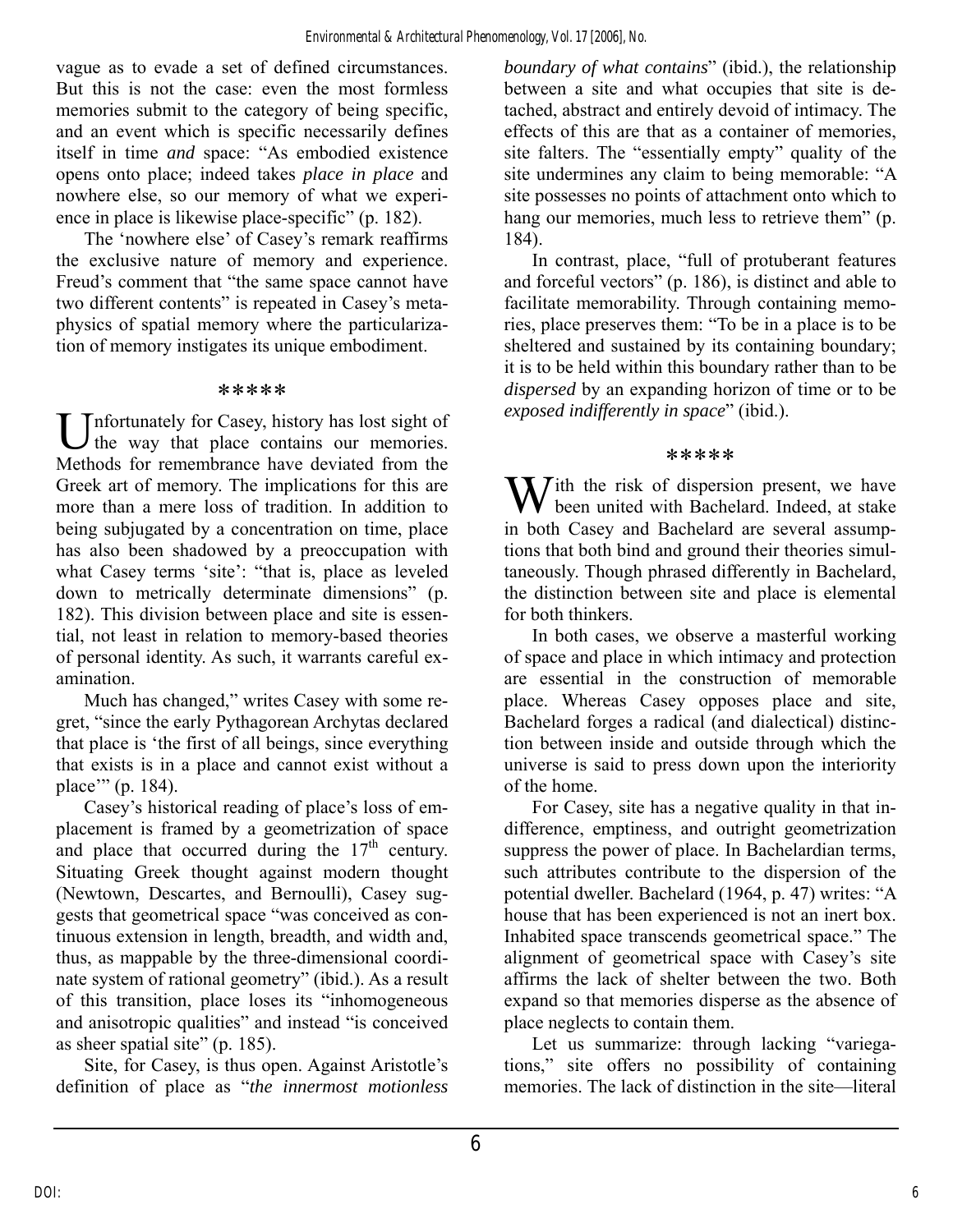vague as to evade a set of defined circumstances. But this is not the case: even the most formless memories submit to the category of being specific, and an event which is specific necessarily defines itself in time *and* space: "As embodied existence opens onto place; indeed takes *place in place* and nowhere else, so our memory of what we experience in place is likewise place-specific" (p. 182).

The 'nowhere else' of Casey's remark reaffirms the exclusive nature of memory and experience. Freud's comment that "the same space cannot have two different contents" is repeated in Casey's metaphysics of spatial memory where the particularization of memory instigates its unique embodiment.

\*\*\*\*\*

Unfortunately for Casey, history has lost sight of the way that place contains our memories. Methods for remembrance have deviated from the Greek art of memory. The implications for this are more than a mere loss of tradition. In addition to being subjugated by a concentration on time, place has also been shadowed by a preoccupation with what Casey terms 'site': "that is, place as leveled down to metrically determinate dimensions" (p. 182). This division between place and site is essential, not least in relation to memory-based theories of personal identity. As such, it warrants careful examination.

Much has changed," writes Casey with some regret, "since the early Pythagorean Archytas declared that place is 'the first of all beings, since everything that exists is in a place and cannot exist without a place'" (p. 184).

Casey's historical reading of place's loss of emplacement is framed by a geometrization of space and place that occurred during the 17th century. Situating Greek thought against modern thought (Newtown, Descartes, and Bernoulli), Casey suggests that geometrical space "was conceived as continuous extension in length, breadth, and width and, thus, as mappable by the three-dimensional coordinate system of rational geometry" (ibid.). As a result of this transition, place loses its "inhomogeneous and anisotropic qualities" and instead "is conceived as sheer spatial site" (p. 185).

Site, for Casey, is thus open. Against Aristotle's definition of place as "*the innermost motionless boundary of what contains*" (ibid.), the relationship between a site and what occupies that site is detached, abstract and entirely devoid of intimacy. The effects of this are that as a container of memories, site falters. The "essentially empty" quality of the site undermines any claim to being memorable: "A site possesses no points of attachment onto which to hang our memories, much less to retrieve them" (p. 184).

In contrast, place, "full of protuberant features and forceful vectors" (p. 186), is distinct and able to facilitate memorability. Through containing memories, place preserves them: "To be in a place is to be sheltered and sustained by its containing boundary; it is to be held within this boundary rather than to be *dispersed* by an expanding horizon of time or to be *exposed indifferently in space*" (ibid.).

\*\*\*\*\*

With the risk of dispersion present, we have been united with Bachelard. Indeed, at stake in both Casey and Bachelard are several assumptions that both bind and ground their theories simultaneously. Though phrased differently in Bachelard, the distinction between site and place is elemental for both thinkers.

In both cases, we observe a masterful working of space and place in which intimacy and protection are essential in the construction of memorable place. Whereas Casey opposes place and site, Bachelard forges a radical (and dialectical) distinction between inside and outside through which the universe is said to press down upon the interiority of the home.

For Casey, site has a negative quality in that indifference, emptiness, and outright geometrization suppress the power of place. In Bachelardian terms, such attributes contribute to the dispersion of the potential dweller. Bachelard (1964, p. 47) writes: "A house that has been experienced is not an inert box. Inhabited space transcends geometrical space." The alignment of geometrical space with Casey's site affirms the lack of shelter between the two. Both expand so that memories disperse as the absence of place neglects to contain them.

Let us summarize: through lacking "variegations," site offers no possibility of containing memories. The lack of distinction in the site—literal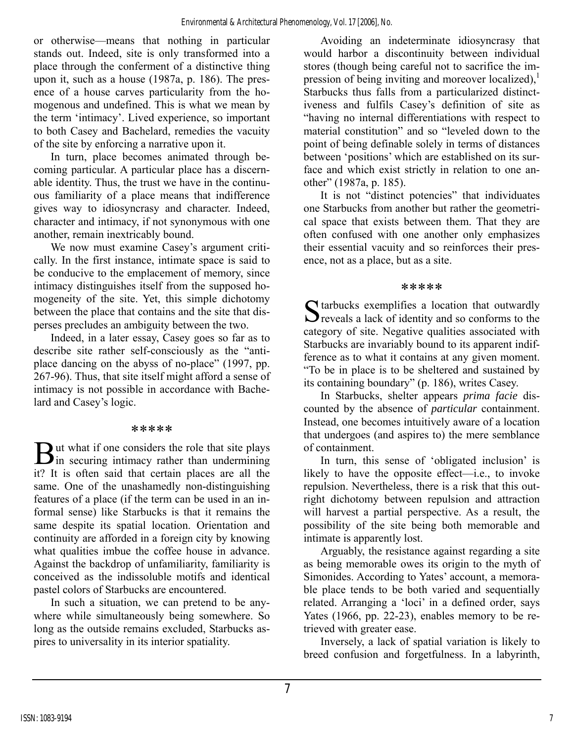or otherwise—means that nothing in particular stands out. Indeed, site is only transformed into a place through the conferment of a distinctive thing upon it, such as a house (1987a, p. 186). The presence of a house carves particularity from the homogenous and undefined. This is what we mean by the term 'intimacy'. Lived experience, so important to both Casey and Bachelard, remedies the vacuity of the site by enforcing a narrative upon it.

In turn, place becomes animated through becoming particular. A particular place has a discernable identity. Thus, the trust we have in the continuous familiarity of a place means that indifference gives way to idiosyncrasy and character. Indeed, character and intimacy, if not synonymous with one another, remain inextricably bound.

We now must examine Casey's argument critically. In the first instance, intimate space is said to be conducive to the emplacement of memory, since intimacy distinguishes itself from the supposed homogeneity of the site. Yet, this simple dichotomy between the place that contains and the site that disperses precludes an ambiguity between the two.

Indeed, in a later essay, Casey goes so far as to describe site rather self-consciously as the "anti-place dancing on the abyss of no-place" (1997, pp. 267-96). Thus, that site itself might afford a sense of intimacy is not possible in accordance with Bachelard and Casey's logic.

\*\*\*\*\*

But what if one considers the role that site plays in securing intimacy rather than undermining it? It is often said that certain places are all the same. One of the unashamedly non-distinguishing features of a place (if the term can be used in an informal sense) like Starbucks is that it remains the same despite its spatial location. Orientation and continuity are afforded in a foreign city by knowing what qualities imbue the coffee house in advance. Against the backdrop of unfamiliarity, familiarity is conceived as the indissoluble motifs and identical pastel colors of Starbucks are encountered.

In such a situation, we can pretend to be anywhere while simultaneously being somewhere. So long as the outside remains excluded, Starbucks aspires to universality in its interior spatiality.

Avoiding an indeterminate idiosyncrasy that would harbor a discontinuity between individual stores (though being careful not to sacrifice the impression of being inviting and moreover localized),[1] Starbucks thus falls from a particularized distinctiveness and fulfils Casey's definition of site as "having no internal differentiations with respect to material constitution" and so "leveled down to the point of being definable solely in terms of distances between 'positions' which are established on its surface and which exist strictly in relation to one another" (1987a, p. 185).

It is not "distinct potencies" that individuates one Starbucks from another but rather the geometrical space that exists between them. That they are often confused with one another only emphasizes their essential vacuity and so reinforces their presence, not as a place, but as a site.

\*\*\*\*\*

Starbucks exemplifies a location that outwardly reveals a lack of identity and so conforms to the category of site. Negative qualities associated with Starbucks are invariably bound to its apparent indifference as to what it contains at any given moment. "To be in place is to be sheltered and sustained by its containing boundary" (p. 186), writes Casey.

In Starbucks, shelter appears *prima facie* discounted by the absence of *particular* containment. Instead, one becomes intuitively aware of a location that undergoes (and aspires to) the mere semblance of containment.

In turn, this sense of 'obligated inclusion' is likely to have the opposite effect—i.e., to invoke repulsion. Nevertheless, there is a risk that this outright dichotomy between repulsion and attraction will harvest a partial perspective. As a result, the possibility of the site being both memorable and intimate is apparently lost.

Arguably, the resistance against regarding a site as being memorable owes its origin to the myth of Simonides. According to Yates' account, a memorable place tends to be both varied and sequentially related. Arranging a 'loci' in a defined order, says Yates (1966, pp. 22-23), enables memory to be retrieved with greater ease.

Inversely, a lack of spatial variation is likely to breed confusion and forgetfulness. In a labyrinth,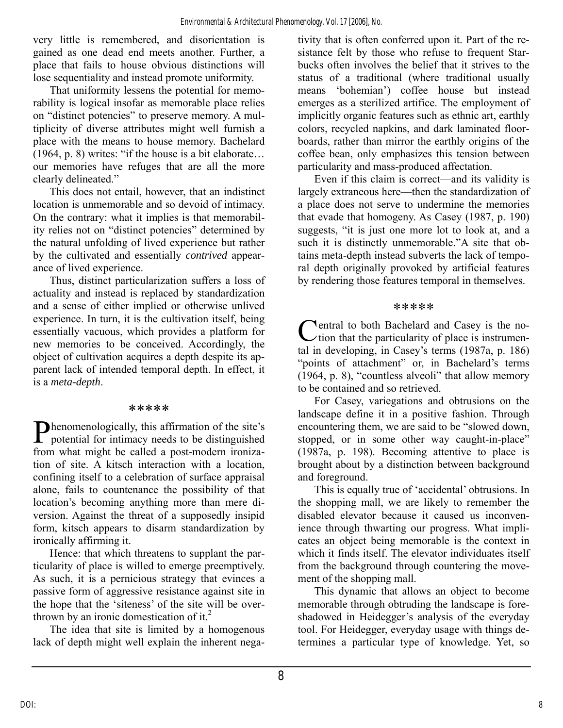very little is remembered, and disorientation is gained as one dead end meets another. Further, a place that fails to house obvious distinctions will lose sequentiality and instead promote uniformity.

That uniformity lessens the potential for memorability is logical insofar as memorable place relies on "distinct potencies" to preserve memory. A multiplicity of diverse attributes might well furnish a place with the means to house memory. Bachelard (1964, p. 8) writes: "if the house is a bit elaborate… our memories have refuges that are all the more clearly delineated."

This does not entail, however, that an indistinct location is unmemorable and so devoid of intimacy. On the contrary: what it implies is that memorability relies not on "distinct potencies" determined by the natural unfolding of lived experience but rather by the cultivated and essentially *contrived* appearance of lived experience.

Thus, distinct particularization suffers a loss of actuality and instead is replaced by standardization and a sense of either implied or otherwise unlived experience. In turn, it is the cultivation itself, being essentially vacuous, which provides a platform for new memories to be conceived. Accordingly, the object of cultivation acquires a depth despite its apparent lack of intended temporal depth. In effect, it is a *meta-depth*.

*****

Phenomenologically, this affirmation of the site's potential for intimacy needs to be distinguished from what might be called a post-modern ironization of site. A kitsch interaction with a location, confining itself to a celebration of surface appraisal alone, fails to countenance the possibility of that location's becoming anything more than mere diversion. Against the threat of a supposedly insipid form, kitsch appears to disarm standardization by ironically affirming it.

Hence: that which threatens to supplant the particularity of place is willed to emerge preemptively. As such, it is a pernicious strategy that evinces a passive form of aggressive resistance against site in the hope that the 'siteness' of the site will be overthrown by an ironic domestication of it.[2]

The idea that site is limited by a homogenous lack of depth might well explain the inherent negativity that is often conferred upon it. Part of the resistance felt by those who refuse to frequent Starbucks often involves the belief that it strives to the status of a traditional (where traditional usually means 'bohemian') coffee house but instead emerges as a sterilized artifice. The employment of implicitly organic features such as ethnic art, earthly colors, recycled napkins, and dark laminated floorboards, rather than mirror the earthly origins of the coffee bean, only emphasizes this tension between particularity and mass-produced affectation.

Even if this claim is correct—and its validity is largely extraneous here—then the standardization of a place does not serve to undermine the memories that evade that homogeny. As Casey (1987, p. 190) suggests, "it is just one more lot to look at, and a such it is distinctly unmemorable."A site that obtains meta-depth instead subverts the lack of temporal depth originally provoked by artificial features by rendering those features temporal in themselves.

*****

Central to both Bachelard and Casey is the notion that the particularity of place is instrumental in developing, in Casey's terms (1987a, p. 186) "points of attachment" or, in Bachelard's terms (1964, p. 8), "countless alveoli" that allow memory to be contained and so retrieved.

For Casey, variegations and obtrusions on the landscape define it in a positive fashion. Through encountering them, we are said to be "slowed down, stopped, or in some other way caught-in-place" (1987a, p. 198). Becoming attentive to place is brought about by a distinction between background and foreground.

This is equally true of 'accidental' obtrusions. In the shopping mall, we are likely to remember the disabled elevator because it caused us inconvenience through thwarting our progress. What implicates an object being memorable is the context in which it finds itself. The elevator individuates itself from the background through countering the movement of the shopping mall.

This dynamic that allows an object to become memorable through obtruding the landscape is foreshadowed in Heidegger's analysis of the everyday tool. For Heidegger, everyday usage with things determines a particular type of knowledge. Yet, so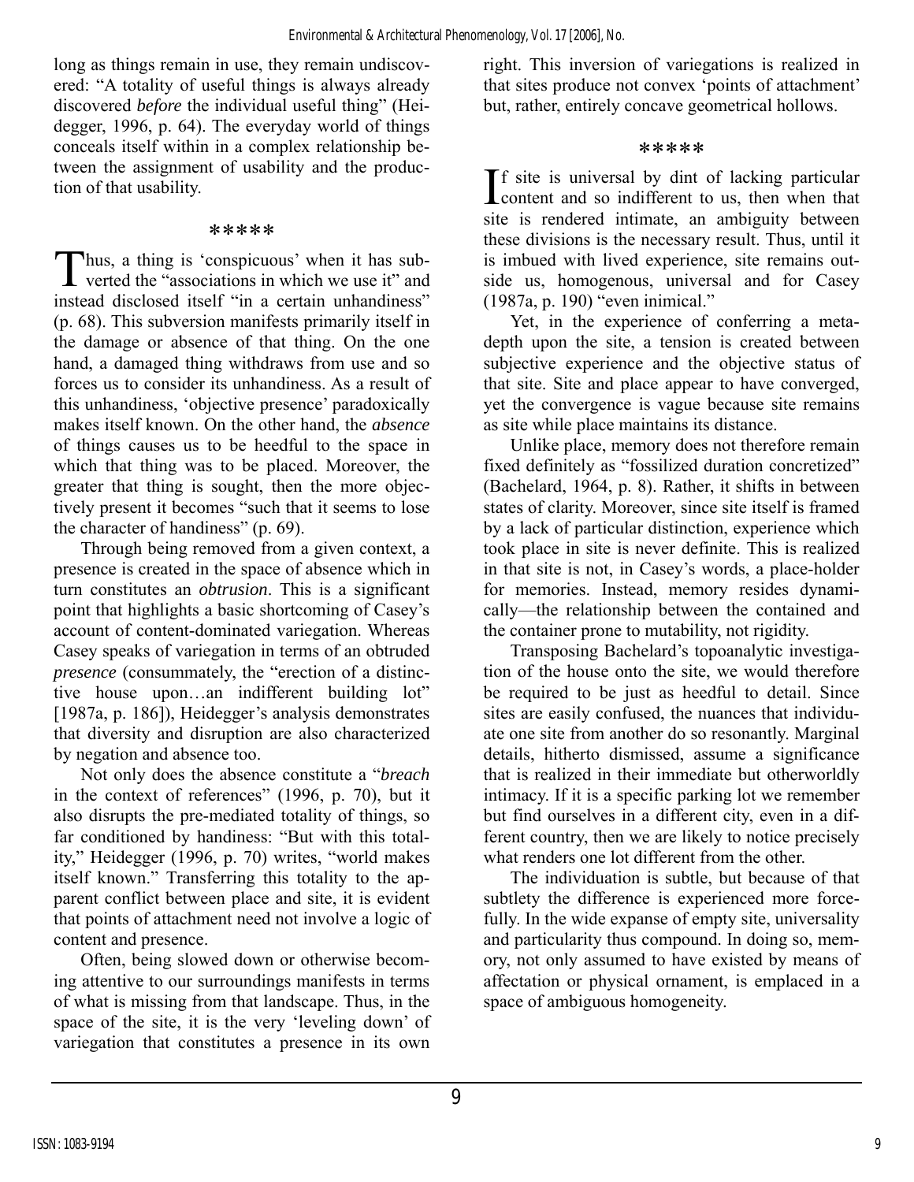long as things remain in use, they remain undiscovered: "A totality of useful things is always already discovered *before* the individual useful thing" (Heidegger, 1996, p. 64). The everyday world of things conceals itself within in a complex relationship between the assignment of usability and the production of that usability.

*****

Thus, a thing is 'conspicuous' when it has subverted the "associations in which we use it" and instead disclosed itself "in a certain unhandiness" (p. 68). This subversion manifests primarily itself in the damage or absence of that thing. On the one hand, a damaged thing withdraws from use and so forces us to consider its unhandiness. As a result of this unhandiness, 'objective presence' paradoxically makes itself known. On the other hand, the *absence* of things causes us to be heedful to the space in which that thing was to be placed. Moreover, the greater that thing is sought, then the more objectively present it becomes "such that it seems to lose the character of handiness" (p. 69).

Through being removed from a given context, a presence is created in the space of absence which in turn constitutes an *obtrusion*. This is a significant point that highlights a basic shortcoming of Casey's account of content-dominated variegation. Whereas Casey speaks of variegation in terms of an obtruded *presence* (consummately, the "erection of a distinctive house upon…an indifferent building lot" [1987a, p. 186]), Heidegger's analysis demonstrates that diversity and disruption are also characterized by negation and absence too.

Not only does the absence constitute a "*breach* in the context of references" (1996, p. 70), but it also disrupts the pre-mediated totality of things, so far conditioned by handiness: "But with this totality," Heidegger (1996, p. 70) writes, "world makes itself known." Transferring this totality to the apparent conflict between place and site, it is evident that points of attachment need not involve a logic of content and presence.

Often, being slowed down or otherwise becoming attentive to our surroundings manifests in terms of what is missing from that landscape. Thus, in the space of the site, it is the very 'leveling down' of variegation that constitutes a presence in its own right. This inversion of variegations is realized in that sites produce not convex 'points of attachment' but, rather, entirely concave geometrical hollows.

*****

If site is universal by dint of lacking particular content and so indifferent to us, then when that site is rendered intimate, an ambiguity between these divisions is the necessary result. Thus, until it is imbued with lived experience, site remains outside us, homogenous, universal and for Casey (1987a, p. 190) "even inimical."

Yet, in the experience of conferring a meta-depth upon the site, a tension is created between subjective experience and the objective status of that site. Site and place appear to have converged, yet the convergence is vague because site remains as site while place maintains its distance.

Unlike place, memory does not therefore remain fixed definitely as "fossilized duration concretized" (Bachelard, 1964, p. 8). Rather, it shifts in between states of clarity. Moreover, since site itself is framed by a lack of particular distinction, experience which took place in site is never definite. This is realized in that site is not, in Casey's words, a place-holder for memories. Instead, memory resides dynamically—the relationship between the contained and the container prone to mutability, not rigidity.

Transposing Bachelard's topoanalytic investigation of the house onto the site, we would therefore be required to be just as heedful to detail. Since sites are easily confused, the nuances that individuate one site from another do so resonantly. Marginal details, hitherto dismissed, assume a significance that is realized in their immediate but otherworldly intimacy. If it is a specific parking lot we remember but find ourselves in a different city, even in a different country, then we are likely to notice precisely what renders one lot different from the other.

The individuation is subtle, but because of that subtlety the difference is experienced more forcefully. In the wide expanse of empty site, universality and particularity thus compound. In doing so, memory, not only assumed to have existed by means of affectation or physical ornament, is emplaced in a space of ambiguous homogeneity.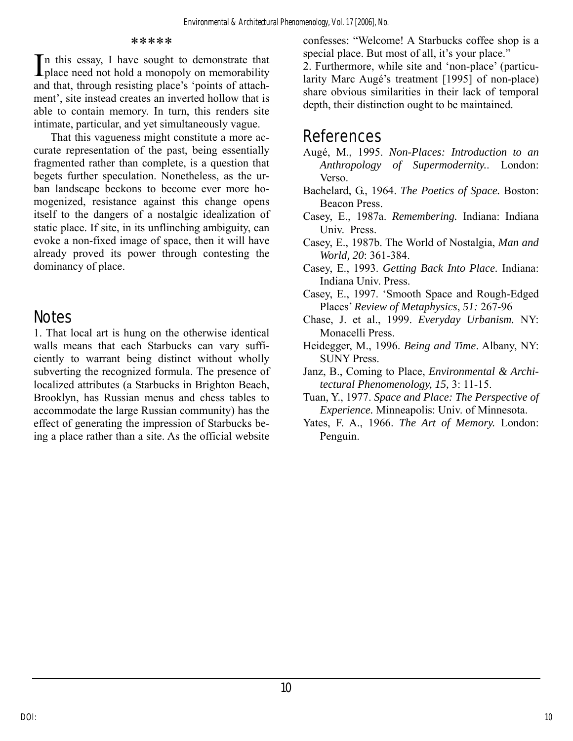\*\*\*\*\*

In this essay, I have sought to demonstrate that place need not hold a monopoly on memorability and that, through resisting place's 'points of attachment', site instead creates an inverted hollow that is able to contain memory. In turn, this renders site intimate, particular, and yet simultaneously vague.

That this vagueness might constitute a more accurate representation of the past, being essentially fragmented rather than complete, is a question that begets further speculation. Nonetheless, as the urban landscape beckons to become ever more homogenized, resistance against this change opens itself to the dangers of a nostalgic idealization of static place. If site, in its unflinching ambiguity, can evoke a non-fixed image of space, then it will have already proved its power through contesting the dominancy of place.

## Notes

1. That local art is hung on the otherwise identical walls means that each Starbucks can vary sufficiently to warrant being distinct without wholly subverting the recognized formula. The presence of localized attributes (a Starbucks in Brighton Beach, Brooklyn, has Russian menus and chess tables to accommodate the large Russian community) has the effect of generating the impression of Starbucks being a place rather than a site. As the official website confesses: "Welcome! A Starbucks coffee shop is a special place. But most of all, it's your place."

2. Furthermore, while site and 'non-place' (particularity Marc Augé's treatment [1995] of non-place) share obvious similarities in their lack of temporal depth, their distinction ought to be maintained.

## References

Augé, M., 1995. *Non-Places: Introduction to an Anthropology of Supermodernity.*. London: Verso.

Bachelard, G., 1964. *The Poetics of Space.* Boston: Beacon Press.

Casey, E., 1987a. *Remembering.* Indiana: Indiana Univ. Press.

Casey, E., 1987b. The World of Nostalgia, *Man and World, 20*: 361-384.

Casey, E., 1993. *Getting Back Into Place.* Indiana: Indiana Univ. Press.

Casey, E., 1997. 'Smooth Space and Rough-Edged Places' *Review of Metaphysics*, *51:* 267-96

Chase, J. et al., 1999. *Everyday Urbanism.* NY: Monacelli Press.

Heidegger, M., 1996. *Being and Time*. Albany, NY: SUNY Press.

Janz, B., Coming to Place, *Environmental & Architectural Phenomenology, 15,* 3: 11-15.

Tuan, Y., 1977. *Space and Place: The Perspective of Experience.* Minneapolis: Univ. of Minnesota.

Yates, F. A., 1966. *The Art of Memory.* London: Penguin.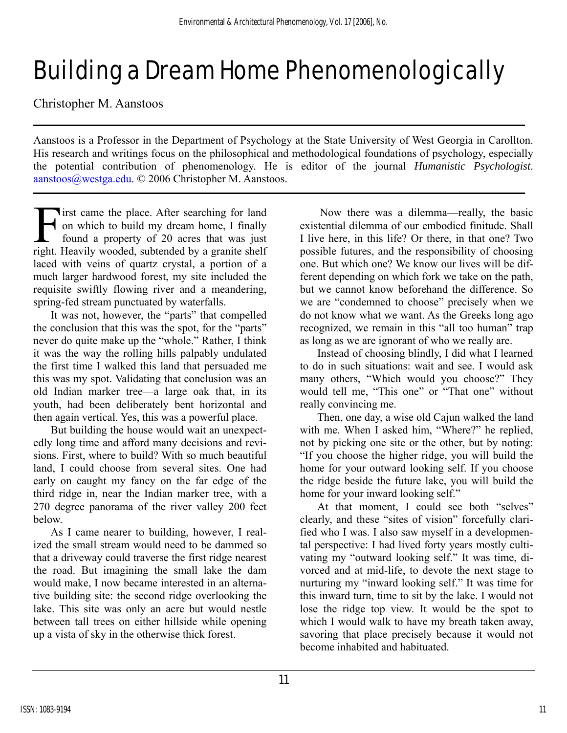# Building a Dream Home Phenomenologically

Christopher M. Aanstoos

Aanstoos is a Professor in the Department of Psychology at the State University of West Georgia in Carollton. His research and writings focus on the philosophical and methodological foundations of psychology, especially the potential contribution of phenomenology. He is editor of the journal *Humanistic Psychologist*. aanstoos@westga.edu. © 2006 Christopher M. Aanstoos.

First came the place. After searching for land on which to build my dream home, I finally found a property of 20 acres that was just right. Heavily wooded, subtended by a granite shelf laced with veins of quartz crystal, a portion of a much larger hardwood forest, my site included the requisite swiftly flowing river and a meandering, spring-fed stream punctuated by waterfalls.

It was not, however, the "parts" that compelled the conclusion that this was the spot, for the "parts" never do quite make up the "whole." Rather, I think it was the way the rolling hills palpably undulated the first time I walked this land that persuaded me this was my spot. Validating that conclusion was an old Indian marker tree—a large oak that, in its youth, had been deliberately bent horizontal and then again vertical. Yes, this was a powerful place.

But building the house would wait an unexpectedly long time and afford many decisions and revisions. First, where to build? With so much beautiful land, I could choose from several sites. One had early on caught my fancy on the far edge of the third ridge in, near the Indian marker tree, with a 270 degree panorama of the river valley 200 feet below.

As I came nearer to building, however, I realized the small stream would need to be dammed so that a driveway could traverse the first ridge nearest the road. But imagining the small lake the dam would make, I now became interested in an alternative building site: the second ridge overlooking the lake. This site was only an acre but would nestle between tall trees on either hillside while opening up a vista of sky in the otherwise thick forest.

Now there was a dilemma—really, the basic existential dilemma of our embodied finitude. Shall I live here, in this life? Or there, in that one? Two possible futures, and the responsibility of choosing one. But which one? We know our lives will be different depending on which fork we take on the path, but we cannot know beforehand the difference. So we are "condemned to choose" precisely when we do not know what we want. As the Greeks long ago recognized, we remain in this "all too human" trap as long as we are ignorant of who we really are.

Instead of choosing blindly, I did what I learned to do in such situations: wait and see. I would ask many others, "Which would you choose?" They would tell me, "This one" or "That one" without really convincing me.

Then, one day, a wise old Cajun walked the land with me. When I asked him, "Where?" he replied, not by picking one site or the other, but by noting: "If you choose the higher ridge, you will build the home for your outward looking self. If you choose the ridge beside the future lake, you will build the home for your inward looking self."

At that moment, I could see both "selves" clearly, and these "sites of vision" forcefully clarified who I was. I also saw myself in a developmental perspective: I had lived forty years mostly cultivating my "outward looking self." It was time, divorced and at mid-life, to devote the next stage to nurturing my "inward looking self." It was time for this inward turn, time to sit by the lake. I would not lose the ridge top view. It would be the spot to which I would walk to have my breath taken away, savoring that place precisely because it would not become inhabited and habituated.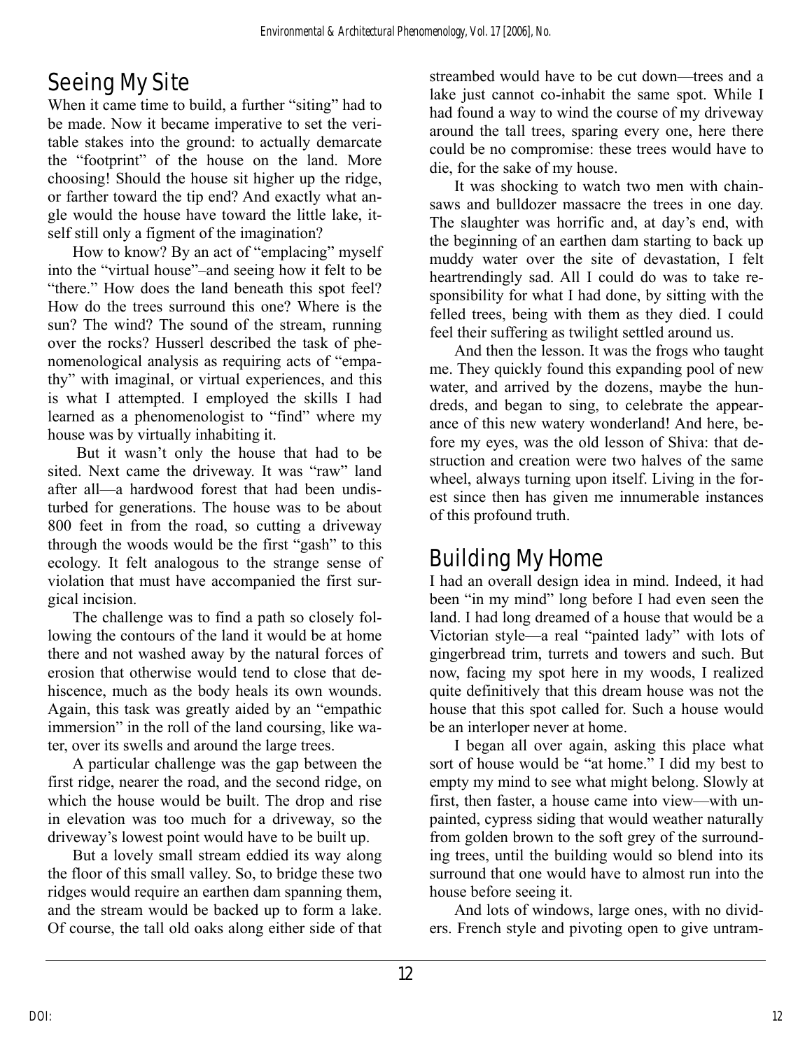## Seeing My Site

When it came time to build, a further "siting" had to be made. Now it became imperative to set the veritable stakes into the ground: to actually demarcate the "footprint" of the house on the land. More choosing! Should the house sit higher up the ridge, or farther toward the tip end? And exactly what angle would the house have toward the little lake, itself still only a figment of the imagination?

How to know? By an act of "emplacing" myself into the "virtual house"–and seeing how it felt to be "there." How does the land beneath this spot feel? How do the trees surround this one? Where is the sun? The wind? The sound of the stream, running over the rocks? Husserl described the task of phenomenological analysis as requiring acts of "empathy" with imaginal, or virtual experiences, and this is what I attempted. I employed the skills I had learned as a phenomenologist to "find" where my house was by virtually inhabiting it.

But it wasn't only the house that had to be sited. Next came the driveway. It was "raw" land after all—a hardwood forest that had been undisturbed for generations. The house was to be about 800 feet in from the road, so cutting a driveway through the woods would be the first "gash" to this ecology. It felt analogous to the strange sense of violation that must have accompanied the first surgical incision.

The challenge was to find a path so closely following the contours of the land it would be at home there and not washed away by the natural forces of erosion that otherwise would tend to close that dehiscence, much as the body heals its own wounds. Again, this task was greatly aided by an "empathic immersion" in the roll of the land coursing, like water, over its swells and around the large trees.

A particular challenge was the gap between the first ridge, nearer the road, and the second ridge, on which the house would be built. The drop and rise in elevation was too much for a driveway, so the driveway's lowest point would have to be built up.

But a lovely small stream eddied its way along the floor of this small valley. So, to bridge these two ridges would require an earthen dam spanning them, and the stream would be backed up to form a lake. Of course, the tall old oaks along either side of that streambed would have to be cut down—trees and a lake just cannot co-inhabit the same spot. While I had found a way to wind the course of my driveway around the tall trees, sparing every one, here there could be no compromise: these trees would have to die, for the sake of my house.

It was shocking to watch two men with chainsaws and bulldozer massacre the trees in one day. The slaughter was horrific and, at day's end, with the beginning of an earthen dam starting to back up muddy water over the site of devastation, I felt heartrendingly sad. All I could do was to take responsibility for what I had done, by sitting with the felled trees, being with them as they died. I could feel their suffering as twilight settled around us.

And then the lesson. It was the frogs who taught me. They quickly found this expanding pool of new water, and arrived by the dozens, maybe the hundreds, and began to sing, to celebrate the appearance of this new watery wonderland! And here, before my eyes, was the old lesson of Shiva: that destruction and creation were two halves of the same wheel, always turning upon itself. Living in the forest since then has given me innumerable instances of this profound truth.

## Building My Home

I had an overall design idea in mind. Indeed, it had been "in my mind" long before I had even seen the land. I had long dreamed of a house that would be a Victorian style—a real "painted lady" with lots of gingerbread trim, turrets and towers and such. But now, facing my spot here in my woods, I realized quite definitively that this dream house was not the house that this spot called for. Such a house would be an interloper never at home.

I began all over again, asking this place what sort of house would be "at home." I did my best to empty my mind to see what might belong. Slowly at first, then faster, a house came into view—with unpainted, cypress siding that would weather naturally from golden brown to the soft grey of the surrounding trees, until the building would so blend into its surround that one would have to almost run into the house before seeing it.

And lots of windows, large ones, with no dividers. French style and pivoting open to give untram-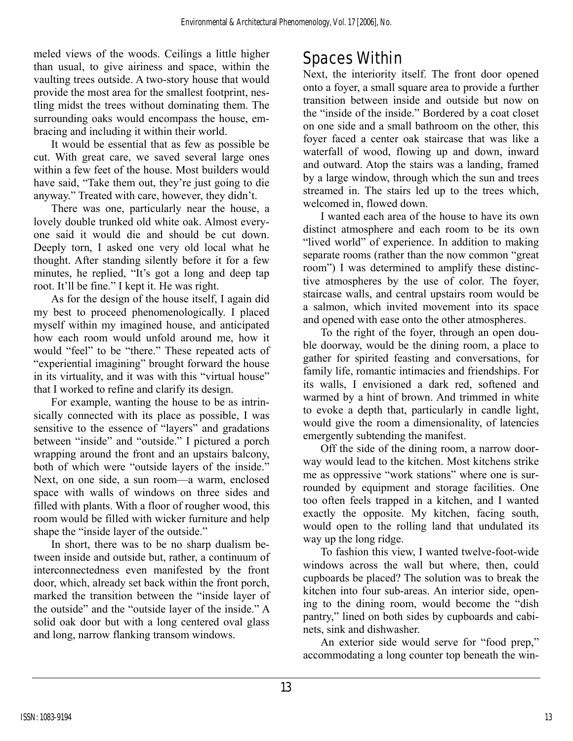meled views of the woods. Ceilings a little higher than usual, to give airiness and space, within the vaulting trees outside. A two-story house that would provide the most area for the smallest footprint, nestling midst the trees without dominating them. The surrounding oaks would encompass the house, embracing and including it within their world.

It would be essential that as few as possible be cut. With great care, we saved several large ones within a few feet of the house. Most builders would have said, "Take them out, they're just going to die anyway." Treated with care, however, they didn't.

There was one, particularly near the house, a lovely double trunked old white oak. Almost everyone said it would die and should be cut down. Deeply torn, I asked one very old local what he thought. After standing silently before it for a few minutes, he replied, "It's got a long and deep tap root. It'll be fine." I kept it. He was right.

As for the design of the house itself, I again did my best to proceed phenomenologically. I placed myself within my imagined house, and anticipated how each room would unfold around me, how it would "feel" to be "there." These repeated acts of "experiential imagining" brought forward the house in its virtuality, and it was with this "virtual house" that I worked to refine and clarify its design.

For example, wanting the house to be as intrinsically connected with its place as possible, I was sensitive to the essence of "layers" and gradations between "inside" and "outside." I pictured a porch wrapping around the front and an upstairs balcony, both of which were "outside layers of the inside." Next, on one side, a sun room—a warm, enclosed space with walls of windows on three sides and filled with plants. With a floor of rougher wood, this room would be filled with wicker furniture and help shape the "inside layer of the outside."

In short, there was to be no sharp dualism between inside and outside but, rather, a continuum of interconnectedness even manifested by the front door, which, already set back within the front porch, marked the transition between the "inside layer of the outside" and the "outside layer of the inside." A solid oak door but with a long centered oval glass and long, narrow flanking transom windows.

## Spaces Within

Next, the interiority itself. The front door opened onto a foyer, a small square area to provide a further transition between inside and outside but now on the "inside of the inside." Bordered by a coat closet on one side and a small bathroom on the other, this foyer faced a center oak staircase that was like a waterfall of wood, flowing up and down, inward and outward. Atop the stairs was a landing, framed by a large window, through which the sun and trees streamed in. The stairs led up to the trees which, welcomed in, flowed down.

I wanted each area of the house to have its own distinct atmosphere and each room to be its own "lived world" of experience. In addition to making separate rooms (rather than the now common "great room") I was determined to amplify these distinctive atmospheres by the use of color. The foyer, staircase walls, and central upstairs room would be a salmon, which invited movement into its space and opened with ease onto the other atmospheres.

To the right of the foyer, through an open double doorway, would be the dining room, a place to gather for spirited feasting and conversations, for family life, romantic intimacies and friendships. For its walls, I envisioned a dark red, softened and warmed by a hint of brown. And trimmed in white to evoke a depth that, particularly in candle light, would give the room a dimensionality, of latencies emergently subtending the manifest.

Off the side of the dining room, a narrow doorway would lead to the kitchen. Most kitchens strike me as oppressive "work stations" where one is surrounded by equipment and storage facilities. One too often feels trapped in a kitchen, and I wanted exactly the opposite. My kitchen, facing south, would open to the rolling land that undulated its way up the long ridge.

To fashion this view, I wanted twelve-foot-wide windows across the wall but where, then, could cupboards be placed? The solution was to break the kitchen into four sub-areas. An interior side, opening to the dining room, would become the "dish pantry," lined on both sides by cupboards and cabinets, sink and dishwasher.

An exterior side would serve for "food prep," accommodating a long counter top beneath the win-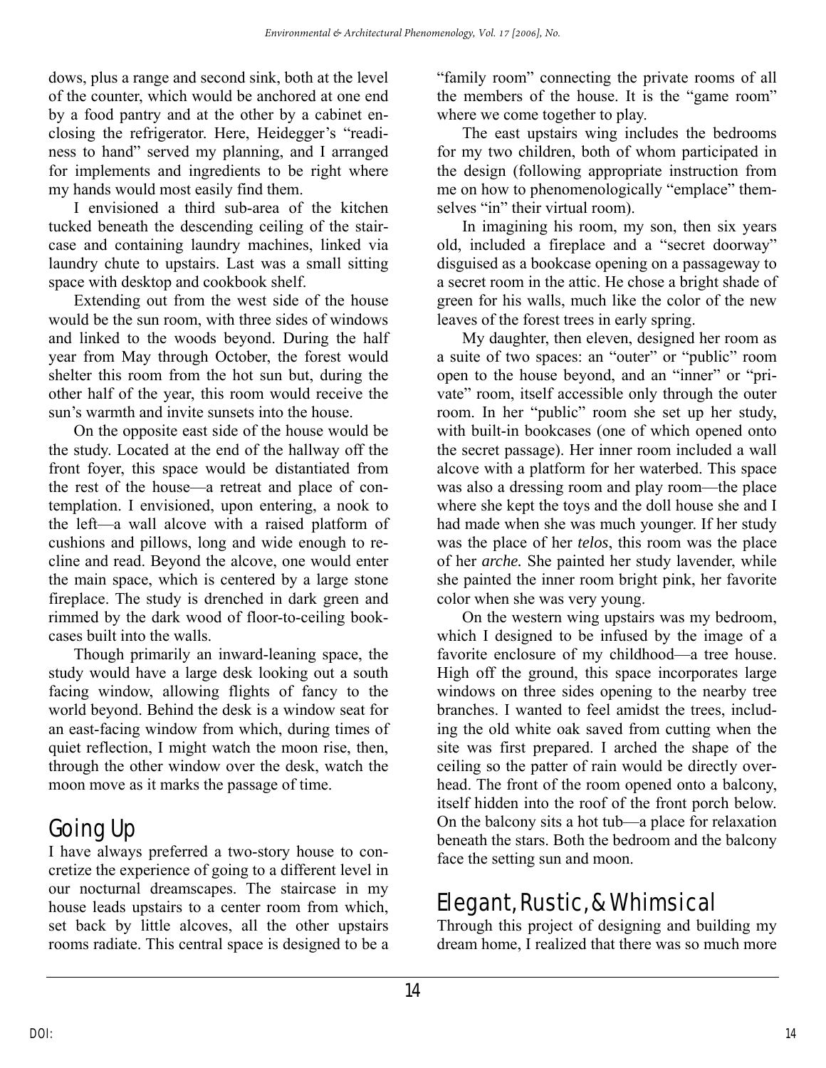dows, plus a range and second sink, both at the level of the counter, which would be anchored at one end by a food pantry and at the other by a cabinet enclosing the refrigerator. Here, Heidegger's "readiness to hand" served my planning, and I arranged for implements and ingredients to be right where my hands would most easily find them.

I envisioned a third sub-area of the kitchen tucked beneath the descending ceiling of the staircase and containing laundry machines, linked via laundry chute to upstairs. Last was a small sitting space with desktop and cookbook shelf.

Extending out from the west side of the house would be the sun room, with three sides of windows and linked to the woods beyond. During the half year from May through October, the forest would shelter this room from the hot sun but, during the other half of the year, this room would receive the sun's warmth and invite sunsets into the house.

On the opposite east side of the house would be the study. Located at the end of the hallway off the front foyer, this space would be distantiated from the rest of the house—a retreat and place of contemplation. I envisioned, upon entering, a nook to the left—a wall alcove with a raised platform of cushions and pillows, long and wide enough to recline and read. Beyond the alcove, one would enter the main space, which is centered by a large stone fireplace. The study is drenched in dark green and rimmed by the dark wood of floor-to-ceiling bookcases built into the walls.

Though primarily an inward-leaning space, the study would have a large desk looking out a south facing window, allowing flights of fancy to the world beyond. Behind the desk is a window seat for an east-facing window from which, during times of quiet reflection, I might watch the moon rise, then, through the other window over the desk, watch the moon move as it marks the passage of time.

## Going Up

I have always preferred a two-story house to concretize the experience of going to a different level in our nocturnal dreamscapes. The staircase in my house leads upstairs to a center room from which, set back by little alcoves, all the other upstairs rooms radiate. This central space is designed to be a "family room" connecting the private rooms of all the members of the house. It is the "game room" where we come together to play.

The east upstairs wing includes the bedrooms for my two children, both of whom participated in the design (following appropriate instruction from me on how to phenomenologically "emplace" themselves "in" their virtual room).

In imagining his room, my son, then six years old, included a fireplace and a "secret doorway" disguised as a bookcase opening on a passageway to a secret room in the attic. He chose a bright shade of green for his walls, much like the color of the new leaves of the forest trees in early spring.

My daughter, then eleven, designed her room as a suite of two spaces: an "outer" or "public" room open to the house beyond, and an "inner" or "private" room, itself accessible only through the outer room. In her "public" room she set up her study, with built-in bookcases (one of which opened onto the secret passage). Her inner room included a wall alcove with a platform for her waterbed. This space was also a dressing room and play room—the place where she kept the toys and the doll house she and I had made when she was much younger. If her study was the place of her *telos*, this room was the place of her *arche.* She painted her study lavender, while she painted the inner room bright pink, her favorite color when she was very young.

On the western wing upstairs was my bedroom, which I designed to be infused by the image of a favorite enclosure of my childhood—a tree house. High off the ground, this space incorporates large windows on three sides opening to the nearby tree branches. I wanted to feel amidst the trees, including the old white oak saved from cutting when the site was first prepared. I arched the shape of the ceiling so the patter of rain would be directly overhead. The front of the room opened onto a balcony, itself hidden into the roof of the front porch below. On the balcony sits a hot tub—a place for relaxation beneath the stars. Both the bedroom and the balcony face the setting sun and moon.

## Elegant, Rustic, & Whimsical

Through this project of designing and building my dream home, I realized that there was so much more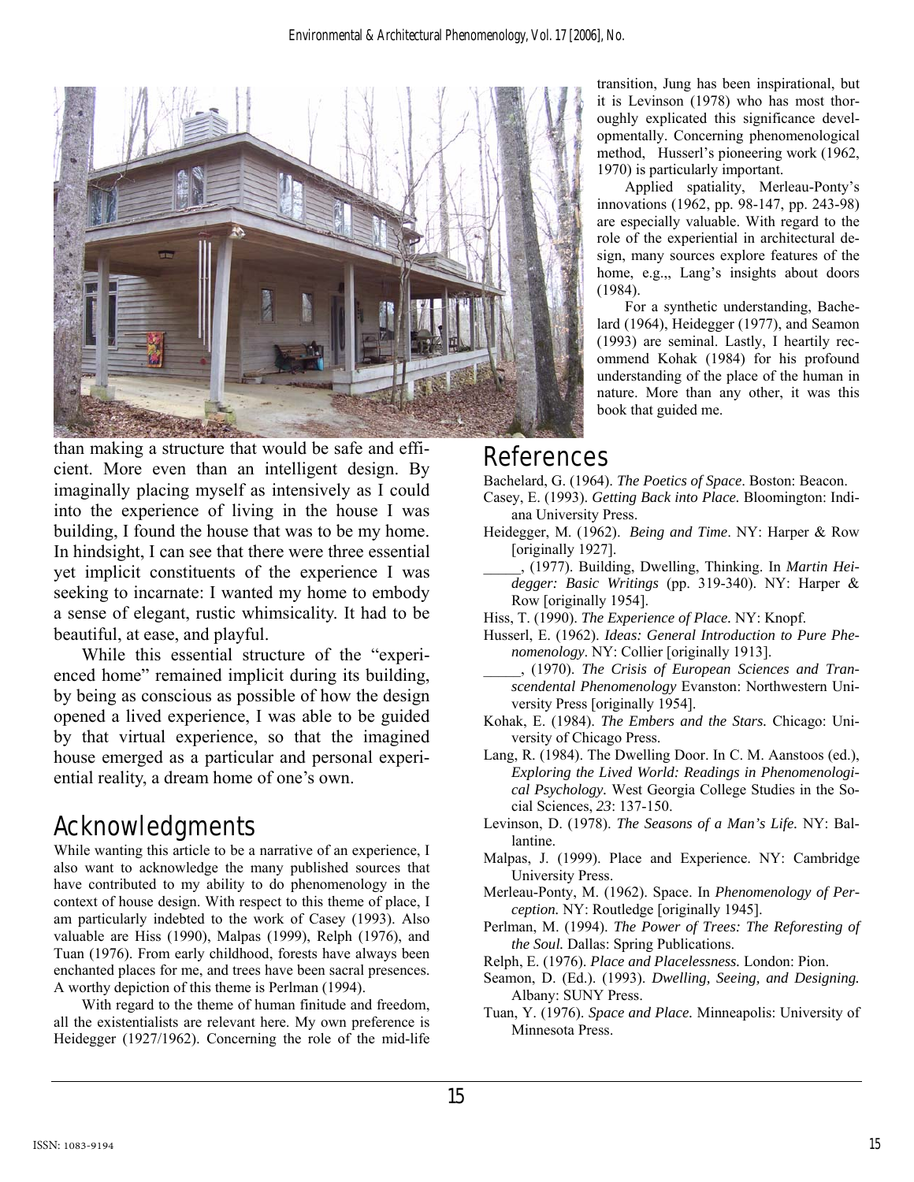than making a structure that would be safe and efficient. More even than an intelligent design. By imaginally placing myself as intensively as I could into the experience of living in the house I was building, I found the house that was to be my home. In hindsight, I can see that there were three essential yet implicit constituents of the experience I was seeking to incarnate: I wanted my home to embody a sense of elegant, rustic whimsicality. It had to be beautiful, at ease, and playful.

While this essential structure of the "experienced home" remained implicit during its building, by being as conscious as possible of how the design opened a lived experience, I was able to be guided by that virtual experience, so that the imagined house emerged as a particular and personal experiential reality, a dream home of one's own.

## Acknowledgments

While wanting this article to be a narrative of an experience, I also want to acknowledge the many published sources that have contributed to my ability to do phenomenology in the context of house design. With respect to this theme of place, I am particularly indebted to the work of Casey (1993). Also valuable are Hiss (1990), Malpas (1999), Relph (1976), and Tuan (1976). From early childhood, forests have always been enchanted places for me, and trees have been sacral presences. A worthy depiction of this theme is Perlman (1994).

With regard to the theme of human finitude and freedom, all the existentialists are relevant here. My own preference is Heidegger (1927/1962). Concerning the role of the mid-life transition, Jung has been inspirational, but it is Levinson (1978) who has most thoroughly explicated this significance developmentally. Concerning phenomenological method, Husserl's pioneering work (1962, 1970) is particularly important.

Applied spatiality, Merleau-Ponty's innovations (1962, pp. 98-147, pp. 243-98) are especially valuable. With regard to the role of the experiential in architectural design, many sources explore features of the home, e.g.,, Lang's insights about doors (1984).

For a synthetic understanding, Bachelard (1964), Heidegger (1977), and Seamon (1993) are seminal. Lastly, I heartily recommend Kohak (1984) for his profound understanding of the place of the human in nature. More than any other, it was this book that guided me.

## References

Bachelard, G. (1964). *The Poetics of Space*. Boston: Beacon.

Casey, E. (1993). *Getting Back into Place.* Bloomington: Indiana University Press.

Heidegger, M. (1962). *Being and Time*. NY: Harper & Row [originally 1927].

_____, (1977). Building, Dwelling, Thinking. In *Martin Heidegger: Basic Writings* (pp. 319-340). NY: Harper & Row [originally 1954].

Hiss, T. (1990). *The Experience of Place.* NY: Knopf.

Husserl, E. (1962). *Ideas: General Introduction to Pure Phenomenology*. NY: Collier [originally 1913].

_____, (1970). *The Crisis of European Sciences and Transcendental Phenomenology* Evanston: Northwestern University Press [originally 1954].

Kohak, E. (1984). *The Embers and the Stars.* Chicago: University of Chicago Press.

Lang, R. (1984). The Dwelling Door. In C. M. Aanstoos (ed.), *Exploring the Lived World: Readings in Phenomenological Psychology.* West Georgia College Studies in the Social Sciences, *23*: 137-150.

Levinson, D. (1978). *The Seasons of a Man's Life.* NY: Ballantine.

Malpas, J. (1999). Place and Experience. NY: Cambridge University Press.

Merleau-Ponty, M. (1962). Space. In *Phenomenology of Perception.* NY: Routledge [originally 1945].

Perlman, M. (1994). *The Power of Trees: The Reforesting of the Soul.* Dallas: Spring Publications.

Relph, E. (1976). *Place and Placelessness.* London: Pion.

Seamon, D. (Ed.). (1993). *Dwelling, Seeing, and Designing.* Albany: SUNY Press.

Tuan, Y. (1976). *Space and Place.* Minneapolis: University of Minnesota Press.